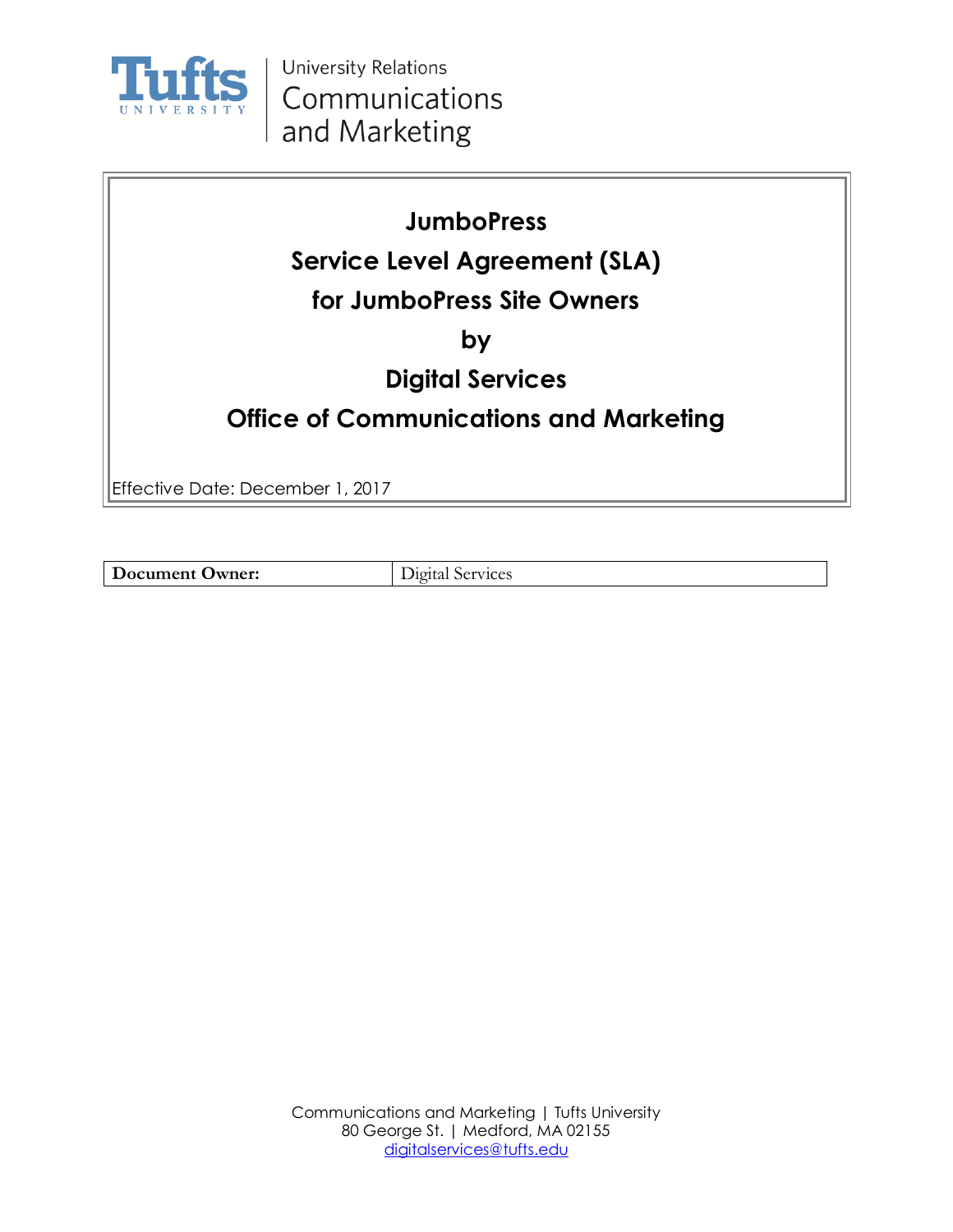Tufts University | University Relations Communications and Marketing

# JumboPress
# Service Level Agreement (SLA)
# for JumboPress Site Owners
# by
# Digital Services
# Office of Communications and Marketing

Effective Date: December 1, 2017

| **Document Owner:** | Digital Services |
|---|---|

Communications and Marketing | Tufts University
80 George St. | Medford, MA 02155
digitalservices@tufts.edu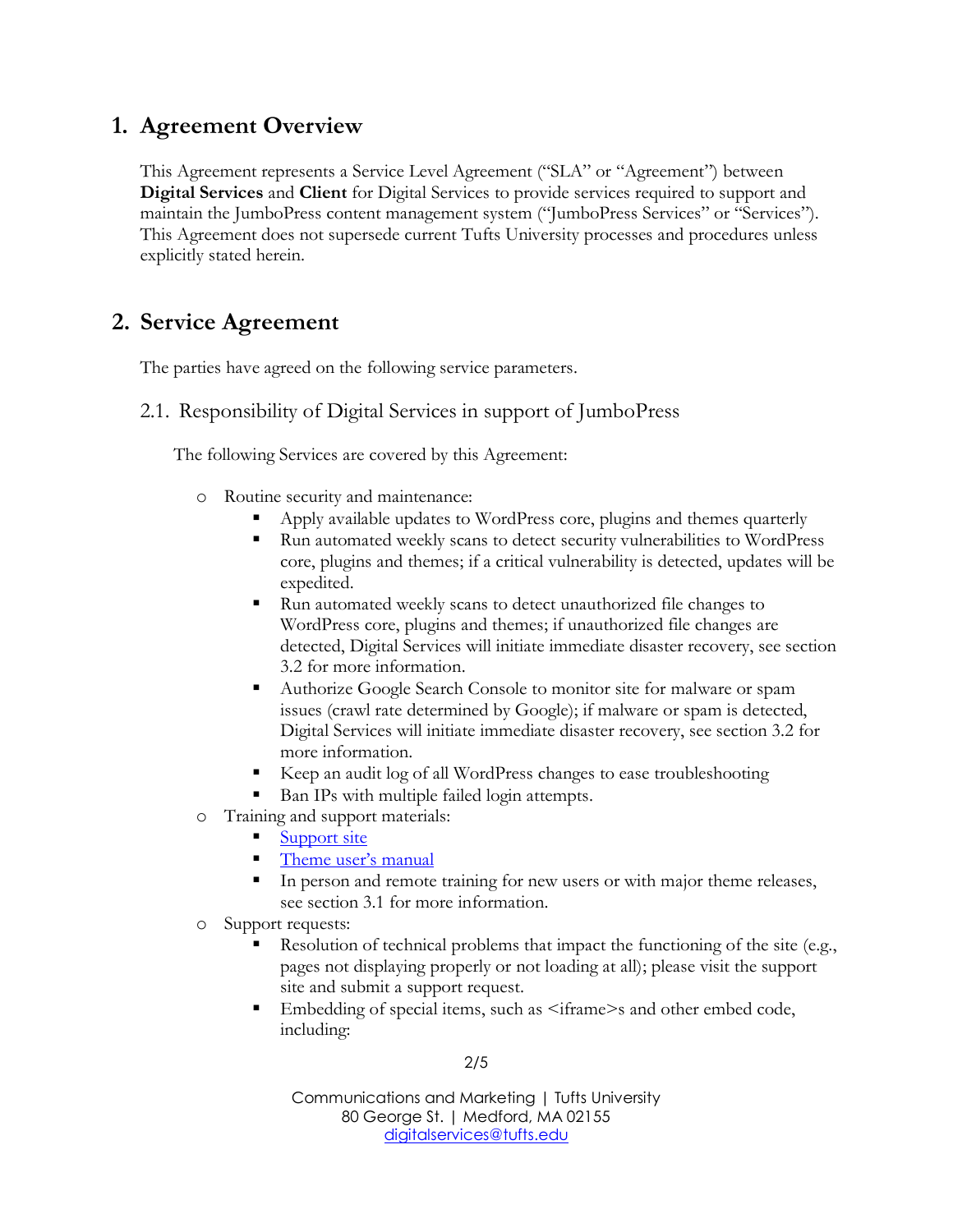## 1. Agreement Overview

This Agreement represents a Service Level Agreement ("SLA" or "Agreement") between **Digital Services** and **Client** for Digital Services to provide services required to support and maintain the JumboPress content management system ("JumboPress Services" or "Services"). This Agreement does not supersede current Tufts University processes and procedures unless explicitly stated herein.

## 2. Service Agreement

The parties have agreed on the following service parameters.

### 2.1. Responsibility of Digital Services in support of JumboPress

The following Services are covered by this Agreement:

- Routine security and maintenance:
  - Apply available updates to WordPress core, plugins and themes quarterly
  - Run automated weekly scans to detect security vulnerabilities to WordPress core, plugins and themes; if a critical vulnerability is detected, updates will be expedited.
  - Run automated weekly scans to detect unauthorized file changes to WordPress core, plugins and themes; if unauthorized file changes are detected, Digital Services will initiate immediate disaster recovery, see section 3.2 for more information.
  - Authorize Google Search Console to monitor site for malware or spam issues (crawl rate determined by Google); if malware or spam is detected, Digital Services will initiate immediate disaster recovery, see section 3.2 for more information.
  - Keep an audit log of all WordPress changes to ease troubleshooting
  - Ban IPs with multiple failed login attempts.
- Training and support materials:
  - Support site
  - Theme user's manual
  - In person and remote training for new users or with major theme releases, see section 3.1 for more information.
- Support requests:
  - Resolution of technical problems that impact the functioning of the site (e.g., pages not displaying properly or not loading at all); please visit the support site and submit a support request.
  - Embedding of special items, such as <iframe>s and other embed code, including: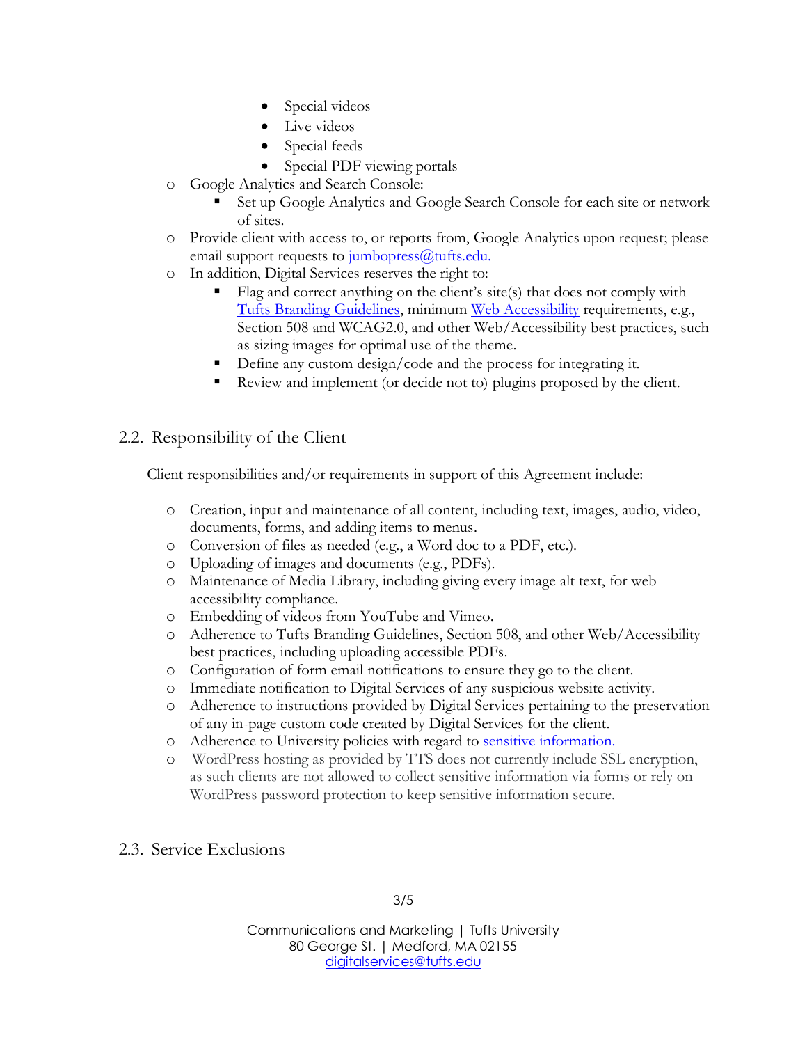- Special videos
        - Live videos
        - Special feeds
        - Special PDF viewing portals
    - Google Analytics and Search Console:
        - Set up Google Analytics and Google Search Console for each site or network of sites.
    - Provide client with access to, or reports from, Google Analytics upon request; please email support requests to [jumbopress@tufts.edu.](mailto:jumbopress@tufts.edu)
    - In addition, Digital Services reserves the right to:
        - Flag and correct anything on the client's site(s) that does not comply with [Tufts Branding Guidelines](), minimum [Web Accessibility]() requirements, e.g., Section 508 and WCAG2.0, and other Web/Accessibility best practices, such as sizing images for optimal use of the theme.
        - Define any custom design/code and the process for integrating it.
        - Review and implement (or decide not to) plugins proposed by the client.

## 2.2. Responsibility of the Client

Client responsibilities and/or requirements in support of this Agreement include:

- Creation, input and maintenance of all content, including text, images, audio, video, documents, forms, and adding items to menus.
- Conversion of files as needed (e.g., a Word doc to a PDF, etc.).
- Uploading of images and documents (e.g., PDFs).
- Maintenance of Media Library, including giving every image alt text, for web accessibility compliance.
- Embedding of videos from YouTube and Vimeo.
- Adherence to Tufts Branding Guidelines, Section 508, and other Web/Accessibility best practices, including uploading accessible PDFs.
- Configuration of form email notifications to ensure they go to the client.
- Immediate notification to Digital Services of any suspicious website activity.
- Adherence to instructions provided by Digital Services pertaining to the preservation of any in-page custom code created by Digital Services for the client.
- Adherence to University policies with regard to [sensitive information.]()
- WordPress hosting as provided by TTS does not currently include SSL encryption, as such clients are not allowed to collect sensitive information via forms or rely on WordPress password protection to keep sensitive information secure.

## 2.3. Service Exclusions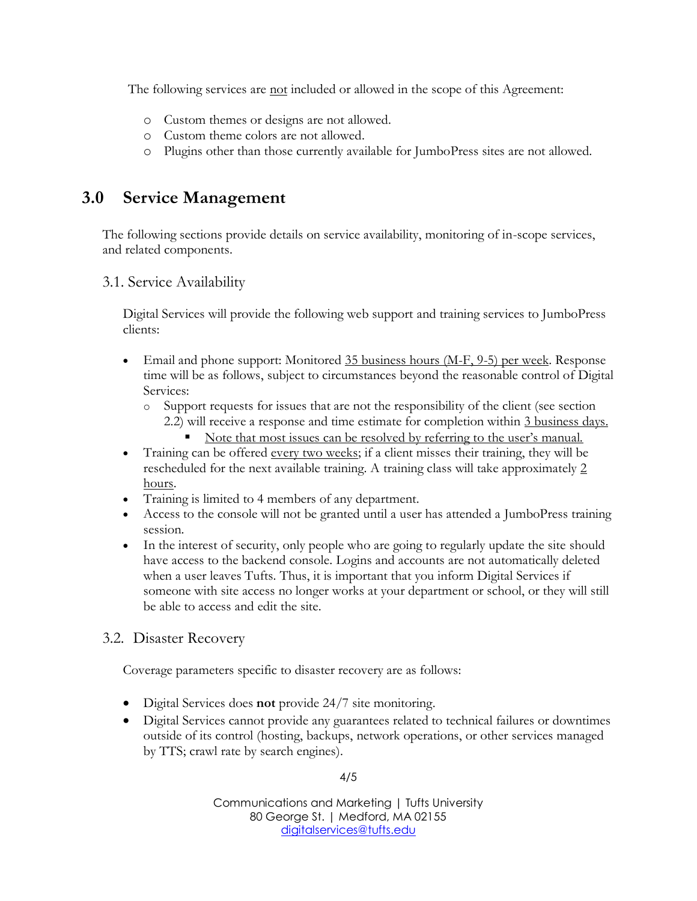The following services are <u>not</u> included or allowed in the scope of this Agreement:

- Custom themes or designs are not allowed.
- Custom theme colors are not allowed.
- Plugins other than those currently available for JumboPress sites are not allowed.

## 3.0 Service Management

The following sections provide details on service availability, monitoring of in-scope services, and related components.

### 3.1. Service Availability

Digital Services will provide the following web support and training services to JumboPress clients:

- Email and phone support: Monitored <u>35 business hours (M-F, 9-5) per week</u>. Response time will be as follows, subject to circumstances beyond the reasonable control of Digital Services:
  - Support requests for issues that are not the responsibility of the client (see section 2.2) will receive a response and time estimate for completion within <u>3 business days.</u>
    - <u>Note that most issues can be resolved by referring to the user's manual.</u>
- Training can be offered <u>every two weeks</u>; if a client misses their training, they will be rescheduled for the next available training. A training class will take approximately <u>2 hours</u>.
- Training is limited to 4 members of any department.
- Access to the console will not be granted until a user has attended a JumboPress training session.
- In the interest of security, only people who are going to regularly update the site should have access to the backend console. Logins and accounts are not automatically deleted when a user leaves Tufts. Thus, it is important that you inform Digital Services if someone with site access no longer works at your department or school, or they will still be able to access and edit the site.

### 3.2. Disaster Recovery

Coverage parameters specific to disaster recovery are as follows:

- Digital Services does **not** provide 24/7 site monitoring.
- Digital Services cannot provide any guarantees related to technical failures or downtimes outside of its control (hosting, backups, network operations, or other services managed by TTS; crawl rate by search engines).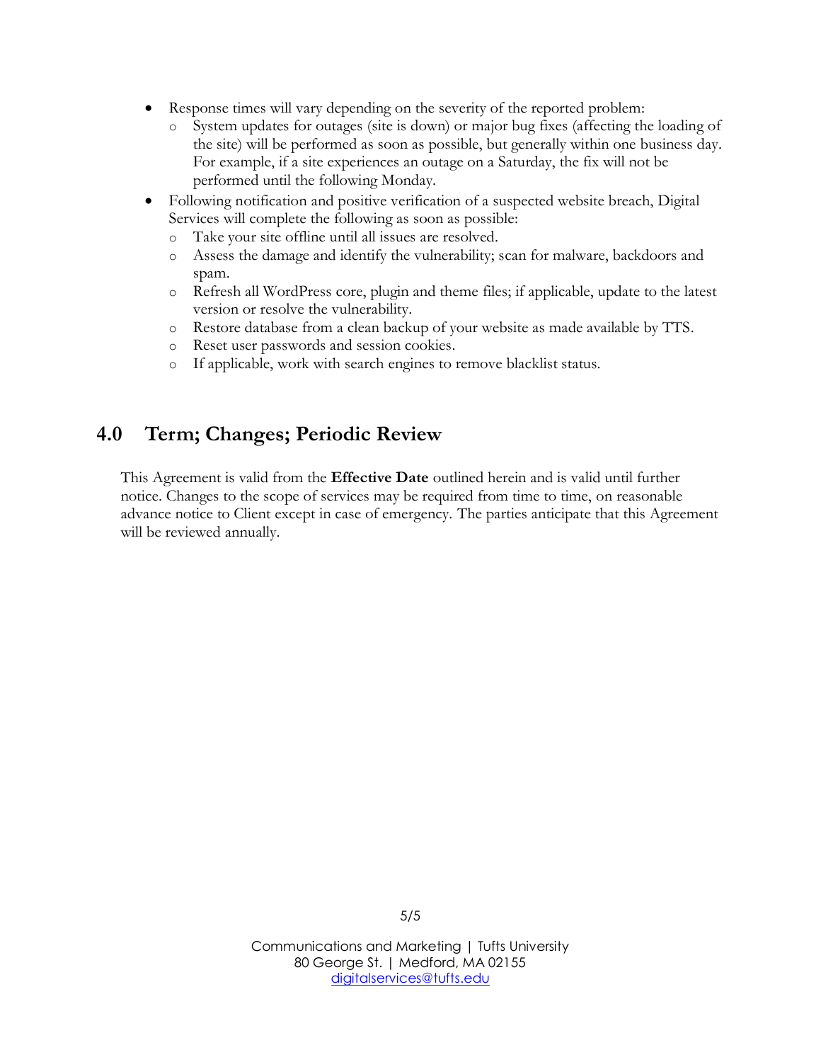- Response times will vary depending on the severity of the reported problem:
  - System updates for outages (site is down) or major bug fixes (affecting the loading of the site) will be performed as soon as possible, but generally within one business day. For example, if a site experiences an outage on a Saturday, the fix will not be performed until the following Monday.
- Following notification and positive verification of a suspected website breach, Digital Services will complete the following as soon as possible:
  - Take your site offline until all issues are resolved.
  - Assess the damage and identify the vulnerability; scan for malware, backdoors and spam.
  - Refresh all WordPress core, plugin and theme files; if applicable, update to the latest version or resolve the vulnerability.
  - Restore database from a clean backup of your website as made available by TTS.
  - Reset user passwords and session cookies.
  - If applicable, work with search engines to remove blacklist status.

## 4.0 Term; Changes; Periodic Review

This Agreement is valid from the **Effective Date** outlined herein and is valid until further notice. Changes to the scope of services may be required from time to time, on reasonable advance notice to Client except in case of emergency. The parties anticipate that this Agreement will be reviewed annually.